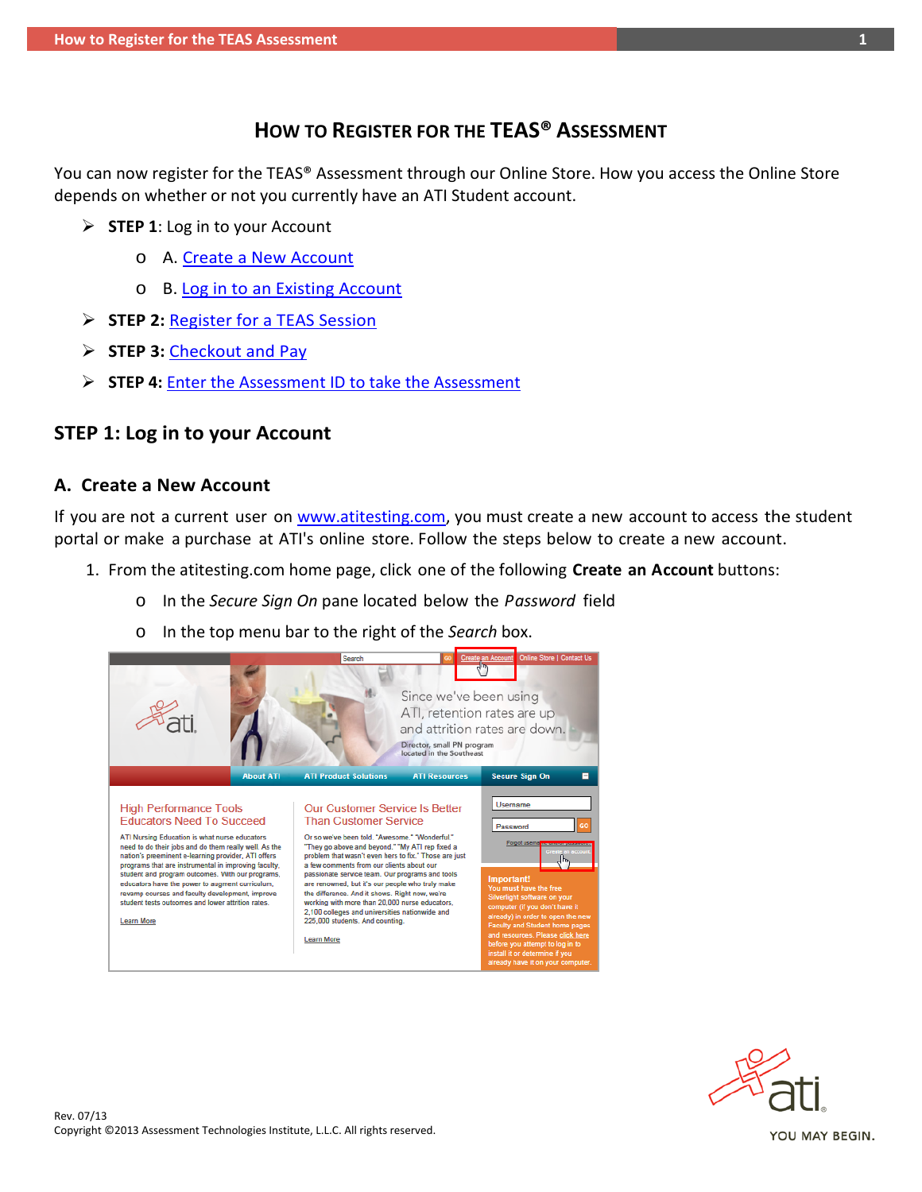# How to Register for the TEAS® Assessment

You can now register for the TEAS® Assessment through our Online Store. How you access the Online Store depends on whether or not you currently have an ATI Student account.

- **STEP 1**: Log in to your Account
  - A. Create a New Account
  - B. Log in to an Existing Account
- **STEP 2:** Register for a TEAS Session
- **STEP 3:** Checkout and Pay
- **STEP 4:** Enter the Assessment ID to take the Assessment

## STEP 1: Log in to your Account

### A. Create a New Account

If you are not a current user on www.atitesting.com, you must create a new account to access the student portal or make a purchase at ATI's online store. Follow the steps below to create a new account.

1. From the atitesting.com home page, click one of the following **Create an Account** buttons:
   - In the *Secure Sign On* pane located below the *Password* field
   - In the top menu bar to the right of the *Search* box.

Rev. 07/13
Copyright ©2013 Assessment Technologies Institute, L.L.C. All rights reserved.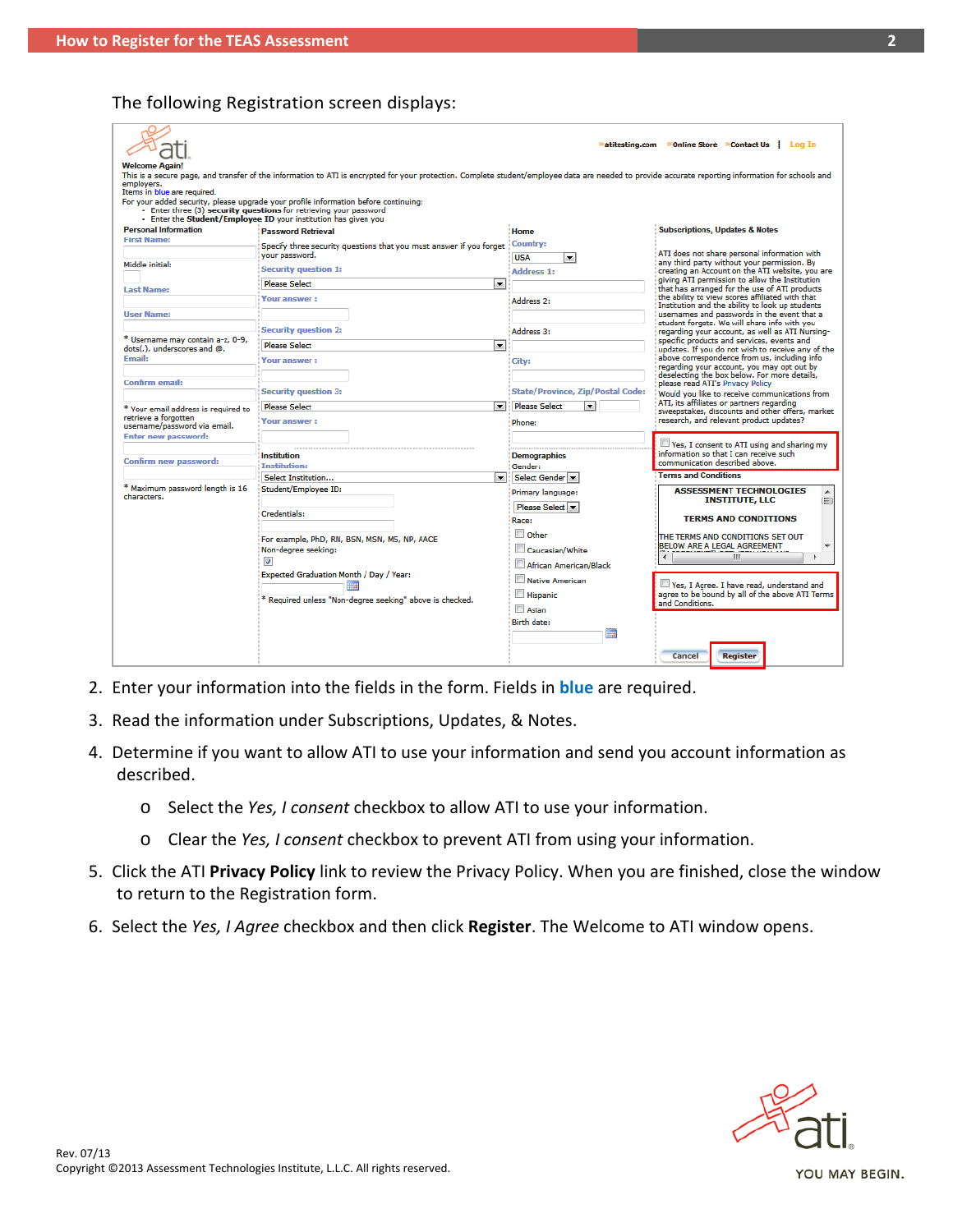The following Registration screen displays:

2. Enter your information into the fields in the form. Fields in **blue** are required.
3. Read the information under Subscriptions, Updates, & Notes.
4. Determine if you want to allow ATI to use your information and send you account information as described.
   - Select the *Yes, I consent* checkbox to allow ATI to use your information.
   - Clear the *Yes, I consent* checkbox to prevent ATI from using your information.
5. Click the ATI **Privacy Policy** link to review the Privacy Policy. When you are finished, close the window to return to the Registration form.
6. Select the *Yes, I Agree* checkbox and then click **Register**. The Welcome to ATI window opens.

Rev. 07/13
Copyright ©2013 Assessment Technologies Institute, L.L.C. All rights reserved.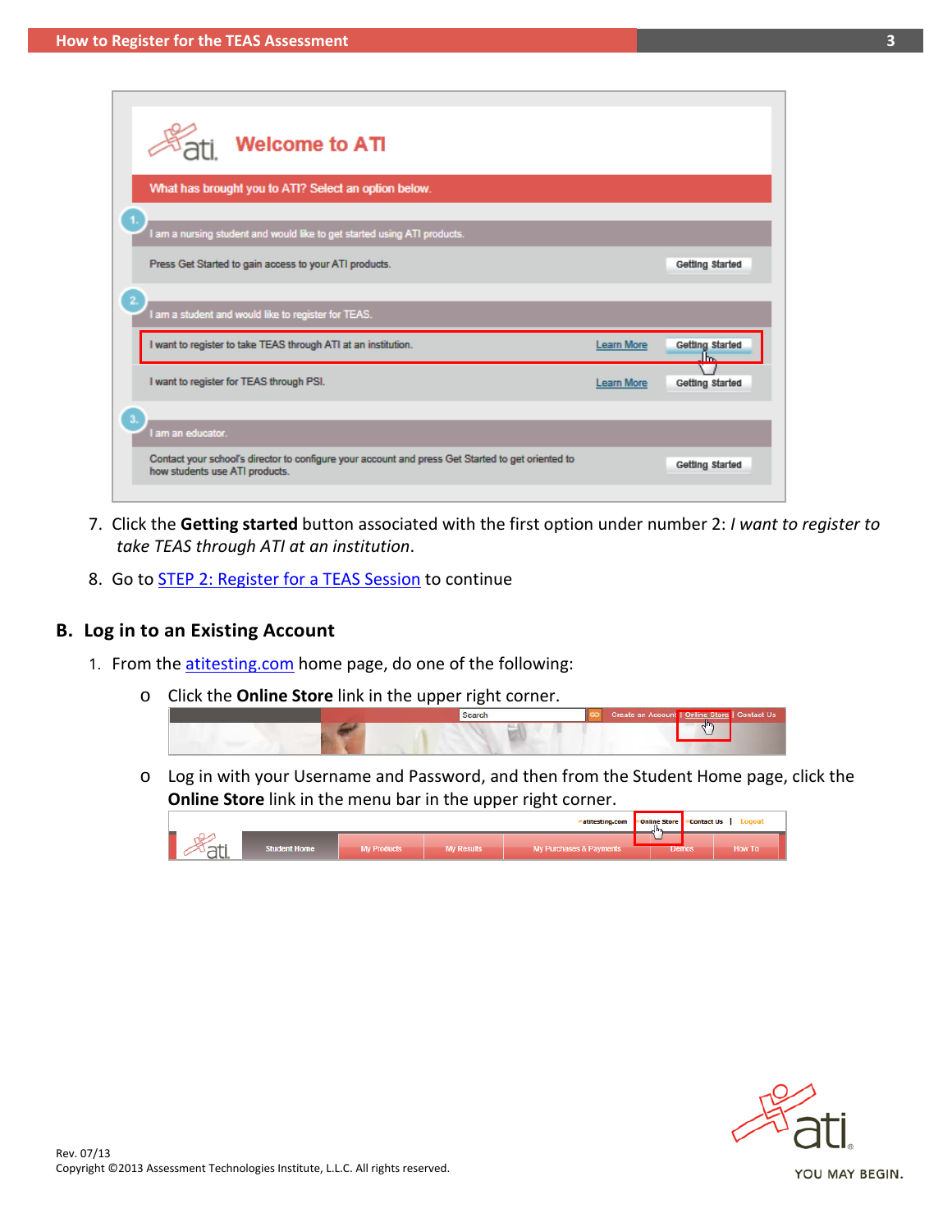7. Click the **Getting started** button associated with the first option under number 2: *I want to register to take TEAS through ATI at an institution*.

8. Go to STEP 2: Register for a TEAS Session to continue

## B. Log in to an Existing Account

1. From the atitesting.com home page, do one of the following:
   - Click the **Online Store** link in the upper right corner.
   - Log in with your Username and Password, and then from the Student Home page, click the **Online Store** link in the menu bar in the upper right corner.

Rev. 07/13
Copyright ©2013 Assessment Technologies Institute, L.L.C. All rights reserved.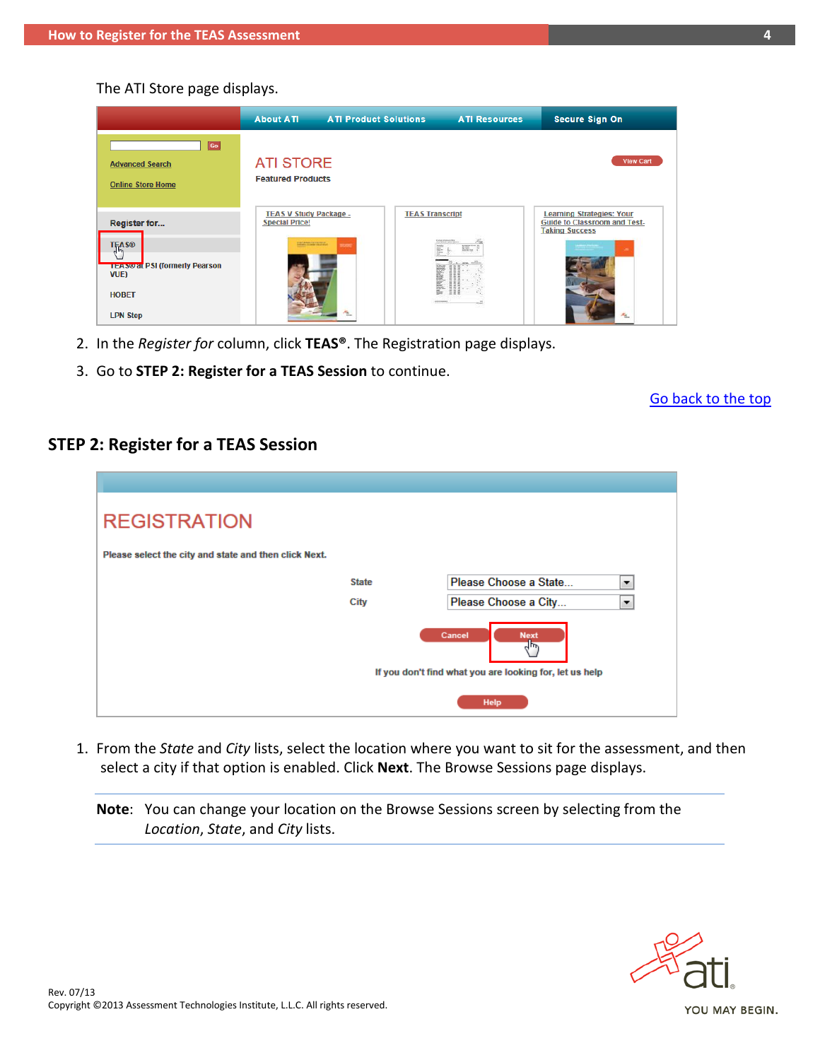The ATI Store page displays.

2. In the *Register for* column, click **TEAS®**. The Registration page displays.
3. Go to **STEP 2: Register for a TEAS Session** to continue.

Go back to the top

## STEP 2: Register for a TEAS Session

1. From the *State* and *City* lists, select the location where you want to sit for the assessment, and then select a city if that option is enabled. Click **Next**. The Browse Sessions page displays.

**Note**: You can change your location on the Browse Sessions screen by selecting from the *Location*, *State*, and *City* lists.

Rev. 07/13
Copyright ©2013 Assessment Technologies Institute, L.L.C. All rights reserved.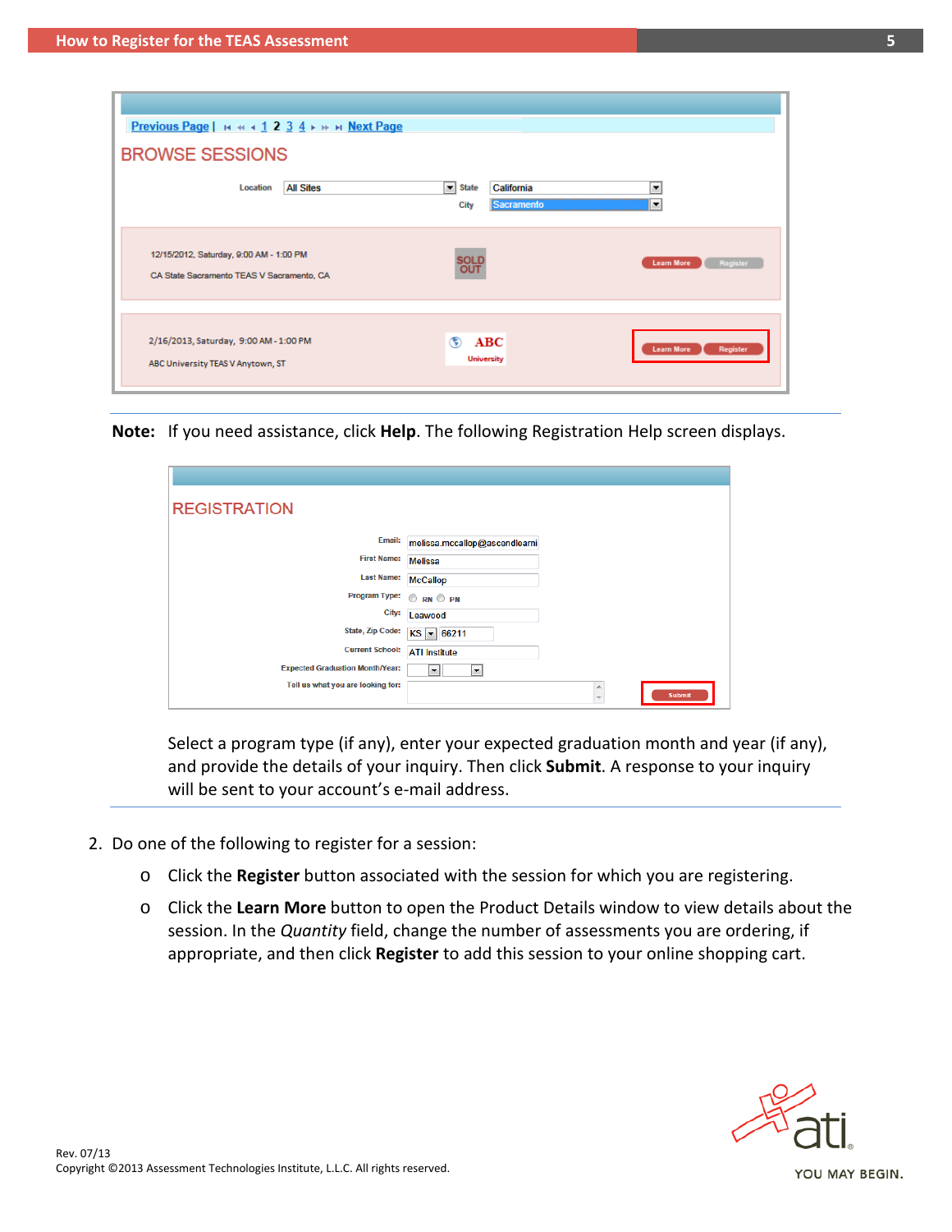**Note:** If you need assistance, click **Help**. The following Registration Help screen displays.

Select a program type (if any), enter your expected graduation month and year (if any), and provide the details of your inquiry. Then click **Submit**. A response to your inquiry will be sent to your account's e-mail address.

2. Do one of the following to register for a session:
   - Click the **Register** button associated with the session for which you are registering.
   - Click the **Learn More** button to open the Product Details window to view details about the session. In the *Quantity* field, change the number of assessments you are ordering, if appropriate, and then click **Register** to add this session to your online shopping cart.

Rev. 07/13
Copyright ©2013 Assessment Technologies Institute, L.L.C. All rights reserved.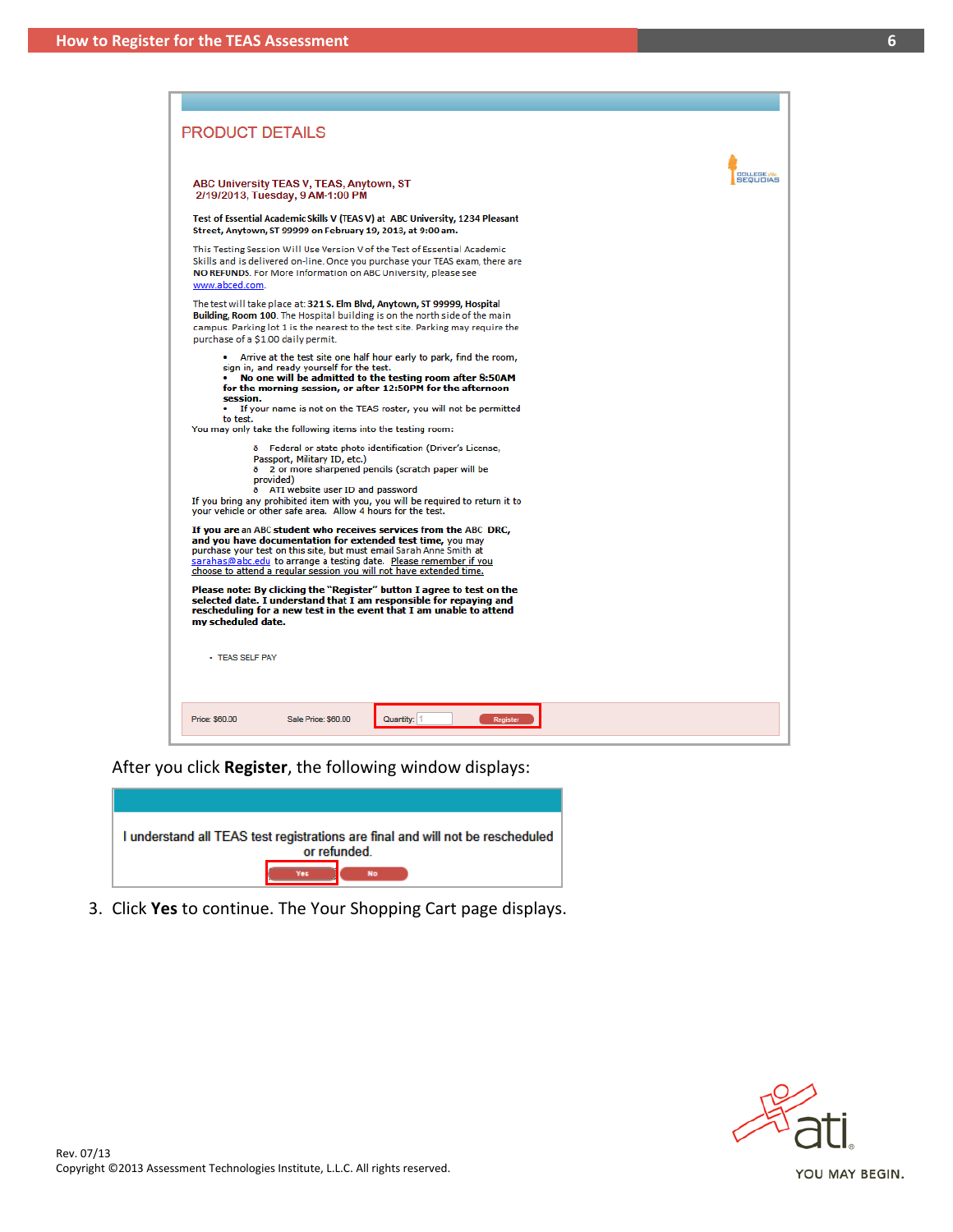PRODUCT DETAILS

ABC University TEAS V, TEAS, Anytown, ST
2/19/2013, Tuesday, 9 AM-1:00 PM

**Test of Essential Academic Skills V (TEAS V) at ABC University, 1234 Pleasant Street, Anytown, ST 99999 on February 19, 2013, at 9:00 am.**

This Testing Session Will Use Version V of the Test of Essential Academic Skills and is delivered on-line. Once you purchase your TEAS exam, there are **NO REFUNDS**. For More Information on ABC University, please see www.abced.com.

The test will take place at: **321 S. Elm Blvd, Anytown, ST 99999, Hospital Building, Room 100**. The Hospital building is on the north side of the main campus. Parking lot 1 is the nearest to the test site. Parking may require the purchase of a $1.00 daily permit.

- Arrive at the test site one half hour early to park, find the room, sign in, and ready yourself for the test.
- **No one will be admitted to the testing room after 8:50AM for the morning session, or after 12:50PM for the afternoon session.**
- If your name is not on the TEAS roster, you will not be permitted to test.

You may only take the following items into the testing room:

- Federal or state photo identification (Driver's License, Passport, Military ID, etc.)
- 2 or more sharpened pencils (scratch paper will be provided)
- ATI website user ID and password

If you bring any prohibited item with you, you will be required to return it to your vehicle or other safe area. Allow 4 hours for the test.

**If you are** an ABC **student who receives services from the** ABC **DRC, and you have documentation for extended test time,** you may purchase your test on this site, but must email Sarah Anne Smith at sarahas@abc.edu to arrange a testing date. Please remember if you choose to attend a regular session you will not have extended time.

**Please note: By clicking the "Register" button I agree to test on the selected date. I understand that I am responsible for repaying and rescheduling for a new test in the event that I am unable to attend my scheduled date.**

- TEAS SELF PAY

Price: $60.00 Sale Price: $60.00 Quantity: 1 Register

After you click **Register**, the following window displays:

I understand all TEAS test registrations are final and will not be rescheduled or refunded.

Yes No

3. Click **Yes** to continue. The Your Shopping Cart page displays.

Rev. 07/13
Copyright ©2013 Assessment Technologies Institute, L.L.C. All rights reserved.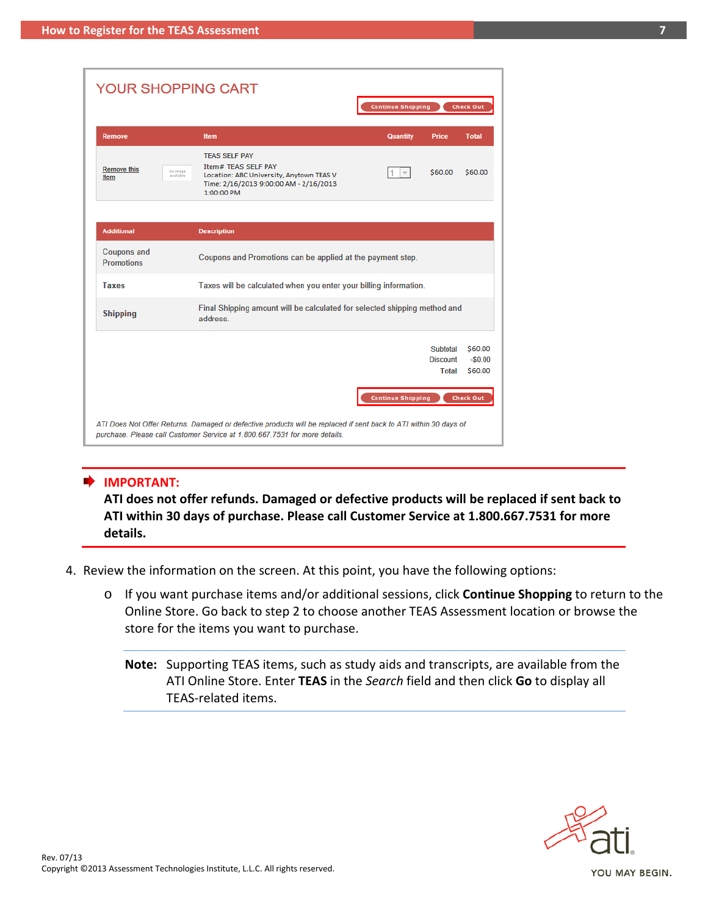YOUR SHOPPING CART

Continue Shopping | Check Out

| Remove | Item | Quantity | Price | Total |
| --- | --- | --- | --- | --- |
| Remove this item | TEAS SELF PAY<br>Item# TEAS SELF PAY<br>Location: ABC University, Anytown TEAS V<br>Time: 2/16/2013 9:00:00 AM - 2/16/2013 1:00:00 PM | 1 | $60.00 | $60.00 |

| Additional | Description |
| --- | --- |
| Coupons and Promotions | Coupons and Promotions can be applied at the payment step. |
| Taxes | Taxes will be calculated when you enter your billing information. |
| Shipping | Final Shipping amount will be calculated for selected shipping method and address. |

| | |
| --- | --- |
| Subtotal | $60.00 |
| Discount | -$0.00 |
| Total | $60.00 |

Continue Shopping | Check Out

*ATI Does Not Offer Returns. Damaged or defective products will be replaced if sent back to ATI within 30 days of purchase. Please call Customer Service at 1.800.667.7531 for more details.*

**IMPORTANT:**
**ATI does not offer refunds. Damaged or defective products will be replaced if sent back to ATI within 30 days of purchase. Please call Customer Service at 1.800.667.7531 for more details.**

4. Review the information on the screen. At this point, you have the following options:

   - If you want purchase items and/or additional sessions, click **Continue Shopping** to return to the Online Store. Go back to step 2 to choose another TEAS Assessment location or browse the store for the items you want to purchase.

   **Note:** Supporting TEAS items, such as study aids and transcripts, are available from the ATI Online Store. Enter **TEAS** in the *Search* field and then click **Go** to display all TEAS-related items.

Rev. 07/13
Copyright ©2013 Assessment Technologies Institute, L.L.C. All rights reserved.

ati YOU MAY BEGIN.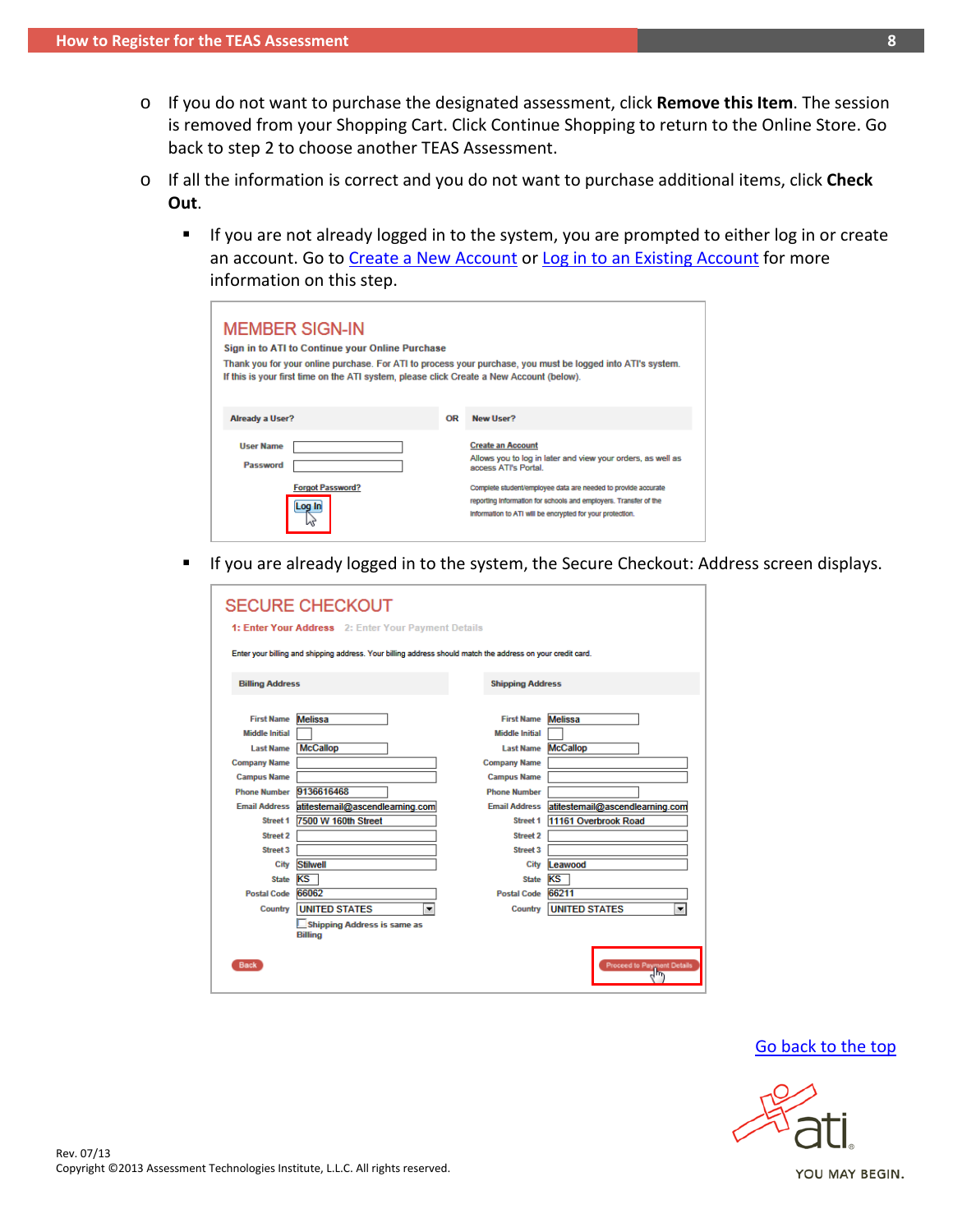- If you do not want to purchase the designated assessment, click **Remove this Item**. The session is removed from your Shopping Cart. Click Continue Shopping to return to the Online Store. Go back to step 2 to choose another TEAS Assessment.
- If all the information is correct and you do not want to purchase additional items, click **Check Out**.
  - If you are not already logged in to the system, you are prompted to either log in or create an account. Go to Create a New Account or Log in to an Existing Account for more information on this step.

    MEMBER SIGN-IN

    Sign in to ATI to Continue your Online Purchase

    Thank you for your online purchase. For ATI to process your purchase, you must be logged into ATI's system. If this is your first time on the ATI system, please click Create a New Account (below).

    Already a User? OR New User?

    User Name
    Password
    Forgot Password?
    Log In

    Create an Account
    Allows you to log in later and view your orders, as well as access ATI's Portal.
    Complete student/employee data are needed to provide accurate reporting information for schools and employers. Transfer of the information to ATI will be encrypted for your protection.

  - If you are already logged in to the system, the Secure Checkout: Address screen displays.

    SECURE CHECKOUT

    1: Enter Your Address 2: Enter Your Payment Details

    Enter your billing and shipping address. Your billing address should match the address on your credit card.

    | Billing Address | | Shipping Address | |
    |---|---|---|---|
    | First Name | Melissa | First Name | Melissa |
    | Middle Initial | | Middle Initial | |
    | Last Name | McCallop | Last Name | McCallop |
    | Company Name | | Company Name | |
    | Campus Name | | Campus Name | |
    | Phone Number | 9136616468 | Phone Number | |
    | Email Address | atitestemail@ascendlearning.com | Email Address | atitestemail@ascendlearning.com |
    | Street 1 | 7500 W 160th Street | Street 1 | 11161 Overbrook Road |
    | Street 2 | | Street 2 | |
    | Street 3 | | Street 3 | |
    | City | Stilwell | City | Leawood |
    | State | KS | State | KS |
    | Postal Code | 66062 | Postal Code | 66211 |
    | Country | UNITED STATES | Country | UNITED STATES |

    Shipping Address is same as Billing

    Back Proceed to Payment Details

Go back to the top

Rev. 07/13

Copyright ©2013 Assessment Technologies Institute, L.L.C. All rights reserved.

YOU MAY BEGIN.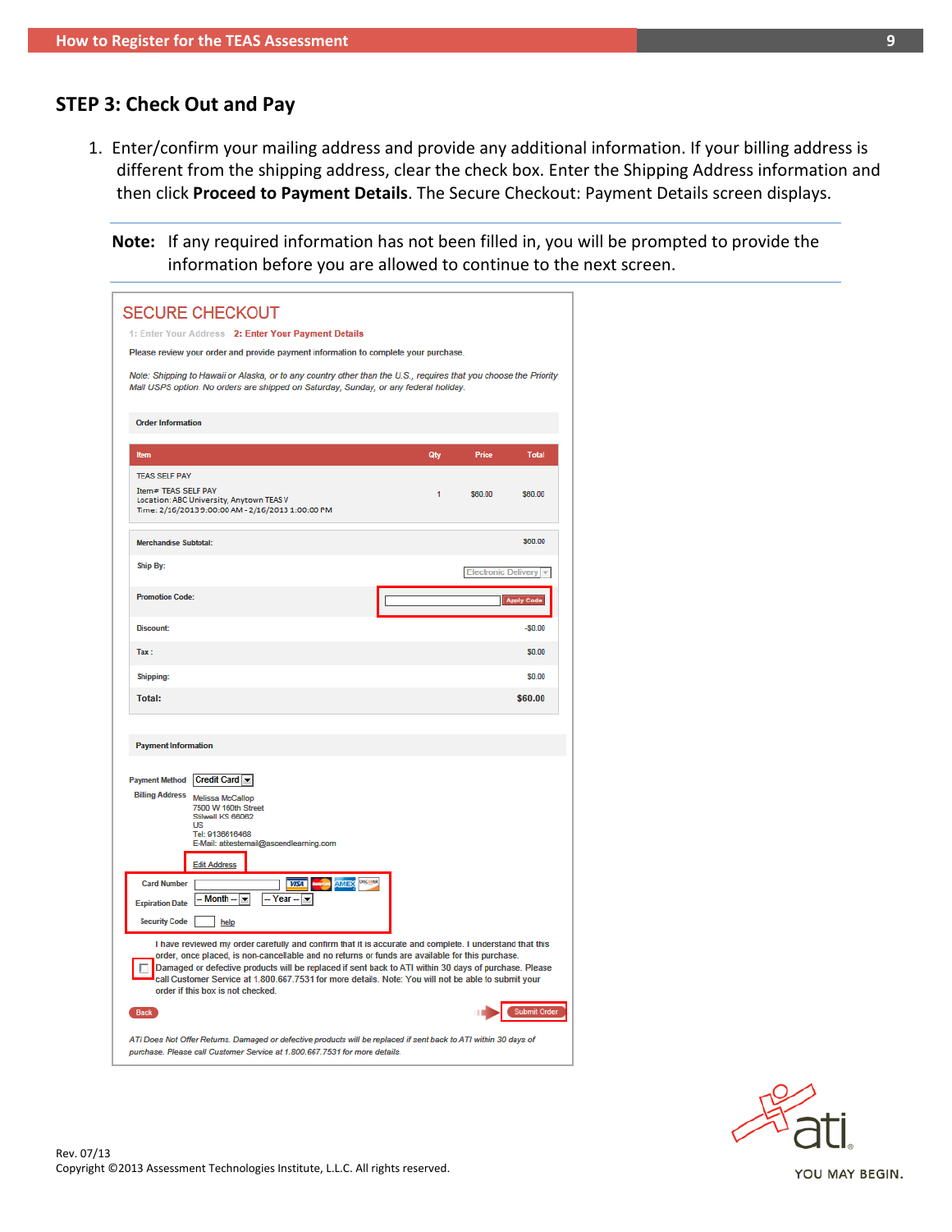## STEP 3: Check Out and Pay

1. Enter/confirm your mailing address and provide any additional information. If your billing address is different from the shipping address, clear the check box. Enter the Shipping Address information and then click **Proceed to Payment Details**. The Secure Checkout: Payment Details screen displays.

**Note:** If any required information has not been filled in, you will be prompted to provide the information before you are allowed to continue to the next screen.

SECURE CHECKOUT

1: Enter Your Address   2: Enter Your Payment Details

Please review your order and provide payment information to complete your purchase.

*Note: Shipping to Hawaii or Alaska, or to any country other than the U.S., requires that you choose the Priority Mail USPS option. No orders are shipped on Saturday, Sunday, or any federal holiday.*

**Order Information**

| Item | Qty | Price | Total |
|---|---|---|---|
| TEAS SELF PAY<br>Item# TEAS SELF PAY<br>Location: ABC University, Anytown TEAS V<br>Time: 2/16/2013 9:00:00 AM - 2/16/2013 1:00:00 PM | 1 | $60.00 | $60.00 |

| | |
|---|---|
| Merchandise Subtotal: | $60.00 |
| Ship By: | Electronic Delivery |
| Promotion Code: | Apply Code |
| Discount: | -$0.00 |
| Tax : | $0.00 |
| Shipping: | $0.00 |
| **Total:** | **$60.00** |

**Payment Information**

Payment Method: Credit Card

Billing Address: Melissa McCallop
7500 W 160th Street
Stilwell KS 66062
US
Tel: 9136616468
E-Mail: atitestemail@ascendlearning.com

Edit Address

Card Number

Expiration Date: -- Month -- -- Year --

Security Code help

I have reviewed my order carefully and confirm that it is accurate and complete. I understand that this order, once placed, is non-cancellable and no returns or funds are available for this purchase. Damaged or defective products will be replaced if sent back to ATI within 30 days of purchase. Please call Customer Service at 1.800.667.7531 for more details. Note: You will not be able to submit your order if this box is not checked.

Back   Submit Order

*ATI Does Not Offer Returns. Damaged or defective products will be replaced if sent back to ATI within 30 days of purchase. Please call Customer Service at 1.800.667.7531 for more details.*

Rev. 07/13
Copyright ©2013 Assessment Technologies Institute, L.L.C. All rights reserved.

ati YOU MAY BEGIN.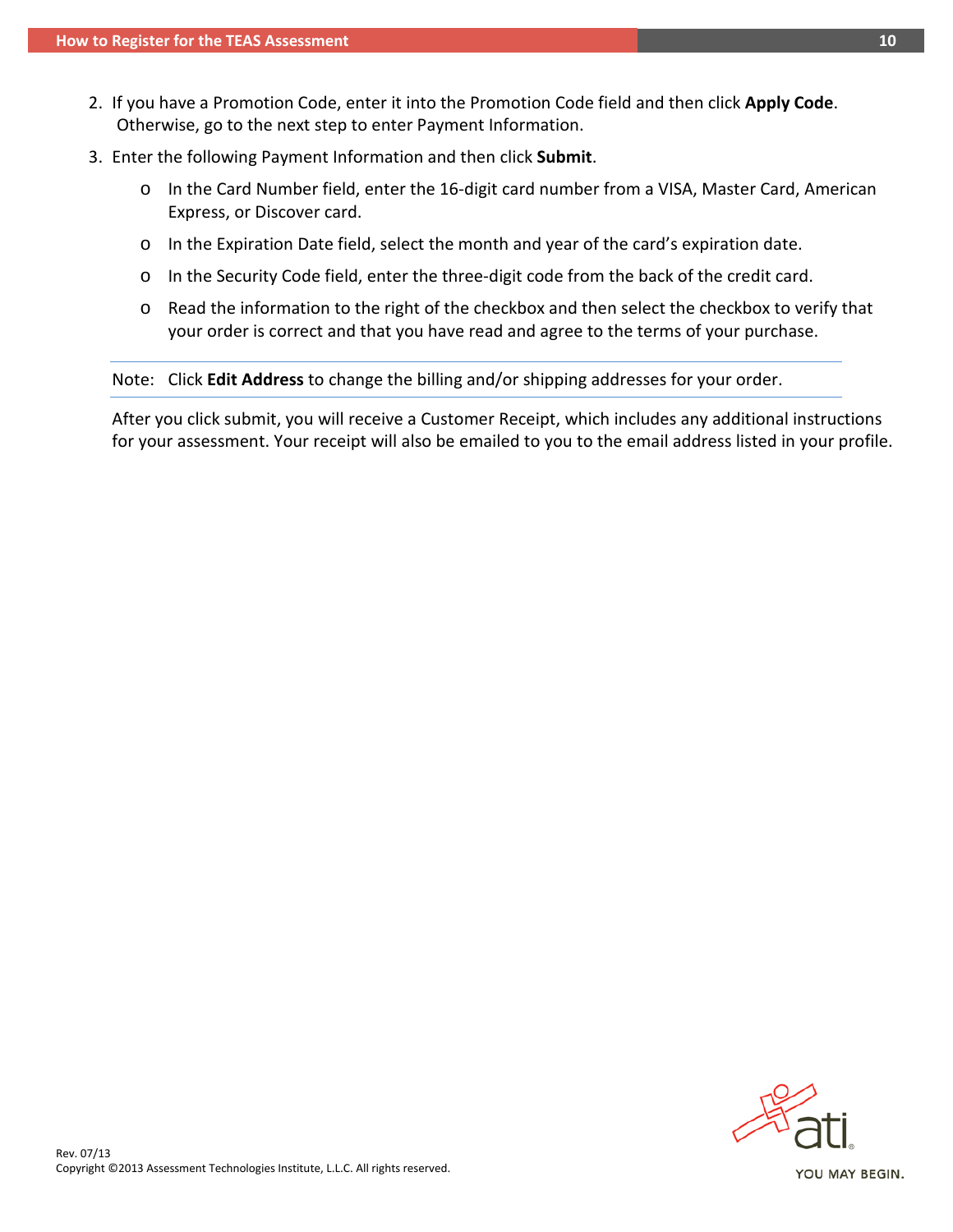2. If you have a Promotion Code, enter it into the Promotion Code field and then click **Apply Code**. Otherwise, go to the next step to enter Payment Information.
3. Enter the following Payment Information and then click **Submit**.
   - In the Card Number field, enter the 16-digit card number from a VISA, Master Card, American Express, or Discover card.
   - In the Expiration Date field, select the month and year of the card's expiration date.
   - In the Security Code field, enter the three-digit code from the back of the credit card.
   - Read the information to the right of the checkbox and then select the checkbox to verify that your order is correct and that you have read and agree to the terms of your purchase.

---

Note: Click **Edit Address** to change the billing and/or shipping addresses for your order.

---

After you click submit, you will receive a Customer Receipt, which includes any additional instructions for your assessment. Your receipt will also be emailed to you to the email address listed in your profile.

Rev. 07/13
Copyright ©2013 Assessment Technologies Institute, L.L.C. All rights reserved.

ati

YOU MAY BEGIN.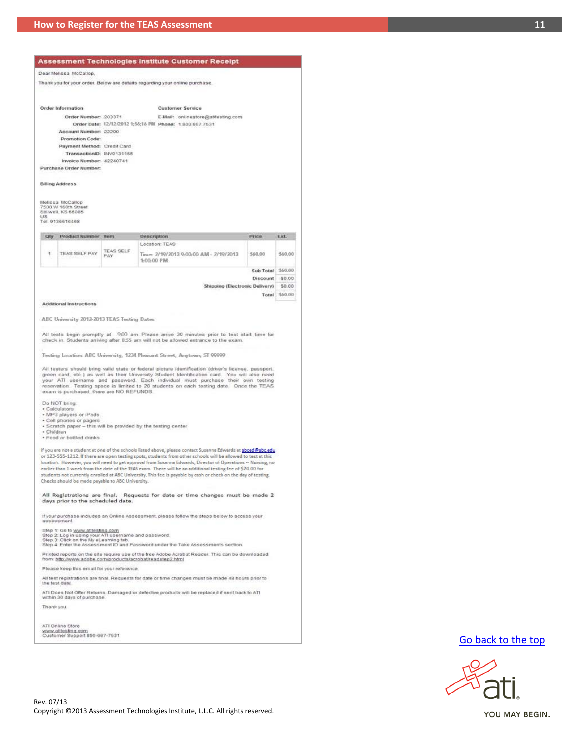## Assessment Technologies Institute Customer Receipt

Dear Melissa McCallop,

Thank you for your order. Below are details regarding your online purchase.

**Order Information**

Order Number: 203371
Order Date: 12/12/2012 1:56:16 PM
Account Number: 22200
Promotion Code:
Payment Method: Credit Card
TransactionID: INV0131165
Invoice Number: 42240741
Purchase Order Number:

**Customer Service**

E-Mail: onlinestore@atitesting.com
Phone: 1.800.667.7531

**Billing Address**

Melissa McCallop
7500 W 160th Street
Stillwell, KS 66085
US
Tel: 9136616468

| Qty | Product Number | Item | Description | Price | Ext. |
|---|---|---|---|---|---|
| 1 | TEAS SELF PAY | TEAS SELF PAY | Location: TEAS<br>Time: 2/19/2013 9:00:00 AM - 2/19/2013 1:00:00 PM | $60.00 | $60.00 |
| | | | | Sub Total | $60.00 |
| | | | | Discount | -$0.00 |
| | | | | Shipping (Electronic Delivery) | $0.00 |
| | | | | Total | $60.00 |

**Additional Instructions**

ABC University 2012-2013 TEAS Testing Dates

All tests begin promptly at 9:00 am. Please arrive 30 minutes prior to test start time for check in. Students arriving after 8:55 am will not be allowed entrance to the exam.

Testing Location: ABC University, 1234 Pleasant Street, Anytown, ST 99999

All testers should bring valid state or federal picture identification (driver's license, passport, green card, etc.) as well as their University Student Identification card. You will also need your ATI username and password. Each individual must purchase their own testing reservation. Testing space is limited to 20 students on each testing date. Once the TEAS exam is purchased, there are NO REFUNDS.

Do NOT bring:
- Calculators
- MP3 players or iPods
- Cell phones or pagers
- Scratch paper – this will be provided by the testing center
- Children
- Food or bottled drinks

If you are not a student at one of the schools listed above, please contact Susanna Edwards at abced@abc.edu or 123-555-1212. If there are open testing spots, students from other schools will be allowed to test at this location. However, you will need to get approval from Susanna Edwards, Director of Operations – Nursing, no earlier than 1 week from the date of the TEAS exam. There will be an additional testing fee of $20.00 for students not currently enrolled at ABC University. This fee is payable by cash or check on the day of testing. Checks should be made payable to ABC University.

**All Registrations are final. Requests for date or time changes must be made 2 days prior to the scheduled date.**

If your purchase includes an Online Assessment, please follow the steps below to access your assessment.

Step 1: Go to www.atitesting.com
Step 2: Log in using your ATI username and password.
Step 3: Click on the My eLearning tab.
Step 4: Enter the Assessment ID and Password under the Take Assessments section.

Printed reports on the site require use of the free Adobe Acrobat Reader. This can be downloaded from: http://www.adobe.com/products/acrobat/readstep2.html

Please keep this email for your reference.

All test registrations are final. Requests for date or time changes must be made 48 hours prior to the test date.

ATI Does Not Offer Returns. Damaged or defective products will be replaced if sent back to ATI within 30 days of purchase.

Thank you

ATI Online Store
www.atitesting.com
Customer Support 800-667-7531

Go back to the top

Rev. 07/13
Copyright ©2013 Assessment Technologies Institute, L.L.C. All rights reserved.

ati YOU MAY BEGIN.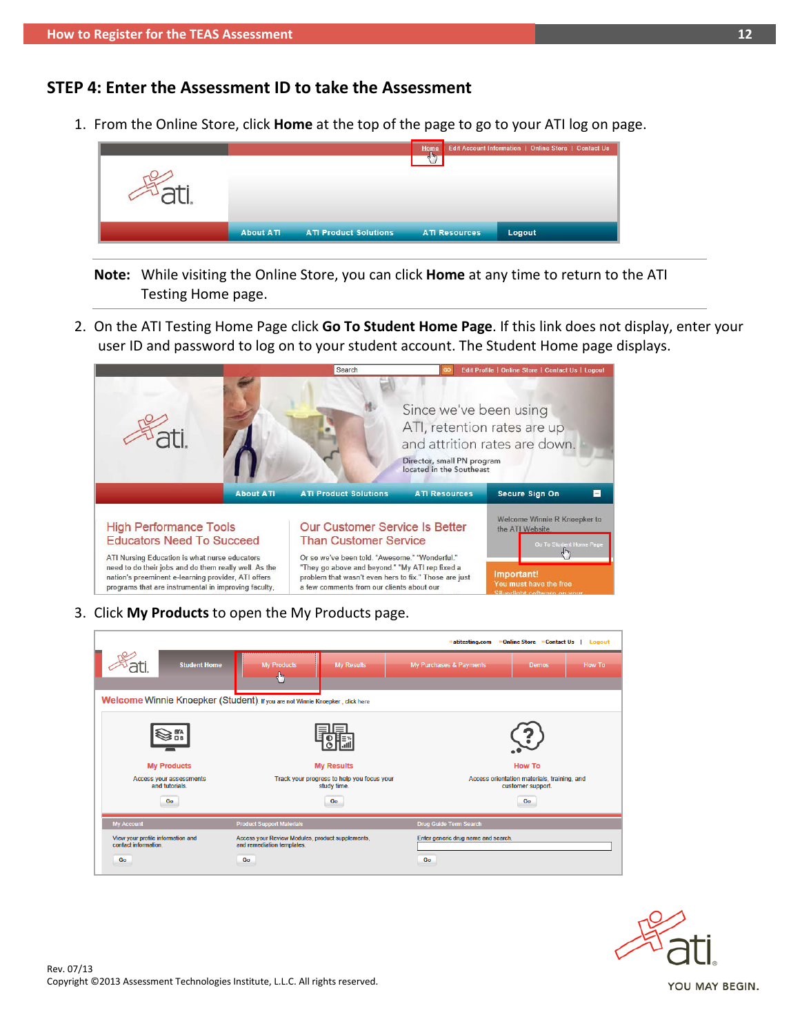## STEP 4: Enter the Assessment ID to take the Assessment

1. From the Online Store, click **Home** at the top of the page to go to your ATI log on page.

**Note:** While visiting the Online Store, you can click **Home** at any time to return to the ATI Testing Home page.

2. On the ATI Testing Home Page click **Go To Student Home Page**. If this link does not display, enter your user ID and password to log on to your student account. The Student Home page displays.

3. Click **My Products** to open the My Products page.

Rev. 07/13
Copyright ©2013 Assessment Technologies Institute, L.L.C. All rights reserved.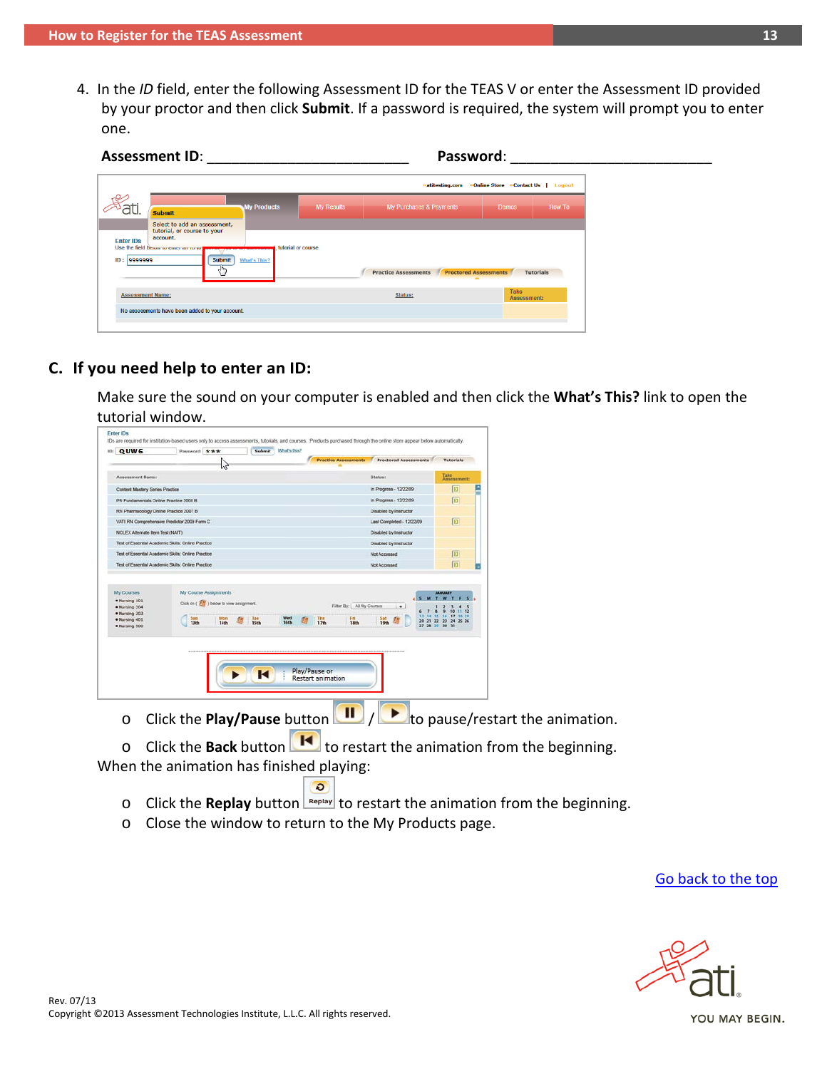4. In the *ID* field, enter the following Assessment ID for the TEAS V or enter the Assessment ID provided by your proctor and then click **Submit**. If a password is required, the system will prompt you to enter one.

**Assessment ID**: ___________________________ **Password**: ___________________________

## C. If you need help to enter an ID:

Make sure the sound on your computer is enabled and then click the **What's This?** link to open the tutorial window.

- Click the **Play/Pause** button / to pause/restart the animation.
- Click the **Back** button to restart the animation from the beginning.

When the animation has finished playing:

- Click the **Replay** button to restart the animation from the beginning.
- Close the window to return to the My Products page.

Go back to the top

Rev. 07/13
Copyright ©2013 Assessment Technologies Institute, L.L.C. All rights reserved.